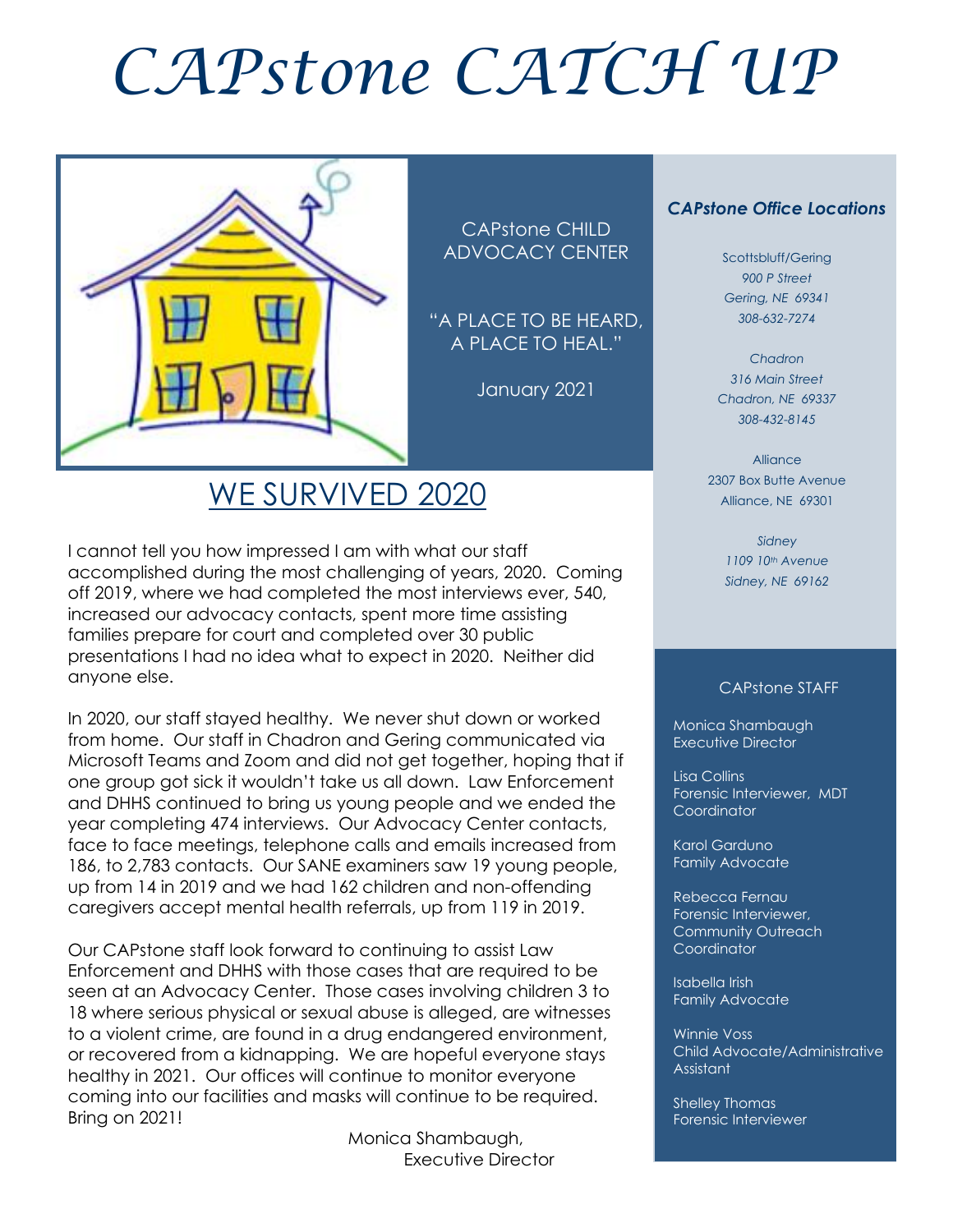# CAPstone CATCH UP

CAPstone CHILD ADVOCACY CENTER

"A PLACE TO BE HEARD, A PLACE TO HEAL."

January 2021

## WE SURVIVED 2020

I cannot tell you how impressed I am with what our staff accomplished during the most challenging of years, 2020. Coming off 2019, where we had completed the most interviews ever, 540, increased our advocacy contacts, spent more time assisting families prepare for court and completed over 30 public presentations I had no idea what to expect in 2020. Neither did anyone else.

In 2020, our staff stayed healthy. We never shut down or worked from home. Our staff in Chadron and Gering communicated via Microsoft Teams and Zoom and did not get together, hoping that if one group got sick it wouldn't take us all down. Law Enforcement and DHHS continued to bring us young people and we ended the year completing 474 interviews. Our Advocacy Center contacts, face to face meetings, telephone calls and emails increased from 186, to 2,783 contacts. Our SANE examiners saw 19 young people, up from 14 in 2019 and we had 162 children and non-offending caregivers accept mental health referrals, up from 119 in 2019.

Our CAPstone staff look forward to continuing to assist Law Enforcement and DHHS with those cases that are required to be seen at an Advocacy Center. Those cases involving children 3 to 18 where serious physical or sexual abuse is alleged, are witnesses to a violent crime, are found in a drug endangered environment, or recovered from a kidnapping. We are hopeful everyone stays healthy in 2021. Our offices will continue to monitor everyone coming into our facilities and masks will continue to be required. Bring on 2021!

Monica Shambaugh,
Executive Director

### *CAPstone Office Locations*

Scottsbluff/Gering
*900 P Street*
*Gering, NE 69341*
*308-632-7274*

*Chadron*
*316 Main Street*
*Chadron, NE 69337*
*308-432-8145*

Alliance
2307 Box Butte Avenue
Alliance, NE 69301

*Sidney*
*1109 10th Avenue*
*Sidney, NE 69162*

### CAPstone STAFF

Monica Shambaugh
Executive Director

Lisa Collins
Forensic Interviewer, MDT Coordinator

Karol Garduno
Family Advocate

Rebecca Fernau
Forensic Interviewer, Community Outreach Coordinator

Isabella Irish
Family Advocate

Winnie Voss
Child Advocate/Administrative Assistant

Shelley Thomas
Forensic Interviewer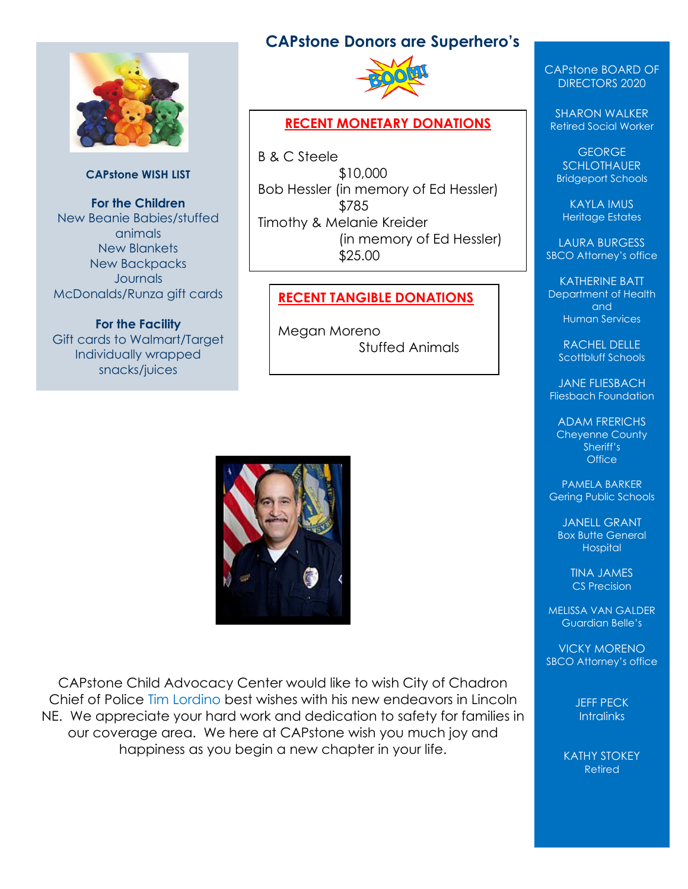## CAPstone Donors are Superhero's

**CAPstone WISH LIST**

**For the Children**
New Beanie Babies/stuffed animals
New Blankets
New Backpacks
Journals
McDonalds/Runza gift cards

**For the Facility**
Gift cards to Walmart/Target
Individually wrapped snacks/juices

### RECENT MONETARY DONATIONS

B & C Steele
$10,000
Bob Hessler (in memory of Ed Hessler)
$785
Timothy & Melanie Kreider
(in memory of Ed Hessler)
$25.00

### RECENT TANGIBLE DONATIONS

Megan Moreno
Stuffed Animals

CAPstone Child Advocacy Center would like to wish City of Chadron Chief of Police Tim Lordino best wishes with his new endeavors in Lincoln NE. We appreciate your hard work and dedication to safety for families in our coverage area. We here at CAPstone wish you much joy and happiness as you begin a new chapter in your life.

CAPstone BOARD OF DIRECTORS 2020

SHARON WALKER
Retired Social Worker

GEORGE SCHLOTHAUER
Bridgeport Schools

KAYLA IMUS
Heritage Estates

LAURA BURGESS
SBCO Attorney's office

KATHERINE BATT
Department of Health and Human Services

RACHEL DELLE
Scottbluff Schools

JANE FLIESBACH
Fliesbach Foundation

ADAM FRERICHS
Cheyenne County Sheriff's Office

PAMELA BARKER
Gering Public Schools

JANELL GRANT
Box Butte General Hospital

TINA JAMES
CS Precision

MELISSA VAN GALDER
Guardian Belle's

VICKY MORENO
SBCO Attorney's office

JEFF PECK
Intralinks

KATHY STOKEY
Retired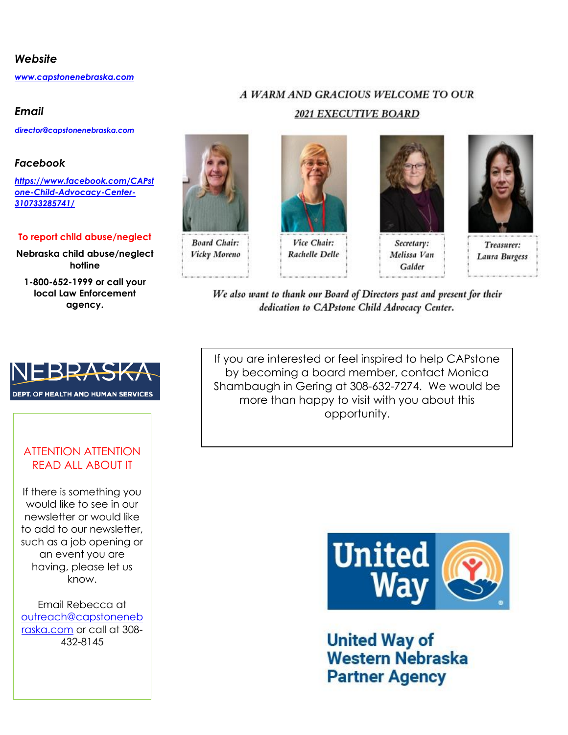### *Website*

[www.capstonenebraska.com](http://www.capstonenebraska.com)

### *Email*

[director@capstonenebraska.com](mailto:director@capstonenebraska.com)

### *Facebook*

[https://www.facebook.com/CAPstone-Child-Advocacy-Center-310733285741/](https://www.facebook.com/CAPstone-Child-Advocacy-Center-310733285741/)

**To report child abuse/neglect**

**Nebraska child abuse/neglect hotline**

**1-800-652-1999 or call your local Law Enforcement agency.**

NEBRASKA
DEPT. OF HEALTH AND HUMAN SERVICES

ATTENTION ATTENTION
READ ALL ABOUT IT

If there is something you would like to see in our newsletter or would like to add to our newsletter, such as a job opening or an event you are having, please let us know.

Email Rebecca at [outreach@capstonenebraska.com](mailto:outreach@capstonenebraska.com) or call at 308-432-8145

## *A WARM AND GRACIOUS WELCOME TO OUR*

## *2021 EXECUTIVE BOARD*

*Board Chair: Vicky Moreno*

*Vice Chair: Rachelle Delle*

*Secretary: Melissa Van Galder*

*Treasurer: Laura Burgess*

*We also want to thank our Board of Directors past and present for their dedication to CAPstone Child Advocacy Center.*

If you are interested or feel inspired to help CAPstone by becoming a board member, contact Monica Shambaugh in Gering at 308-632-7274. We would be more than happy to visit with you about this opportunity.

United Way

**United Way of Western Nebraska Partner Agency**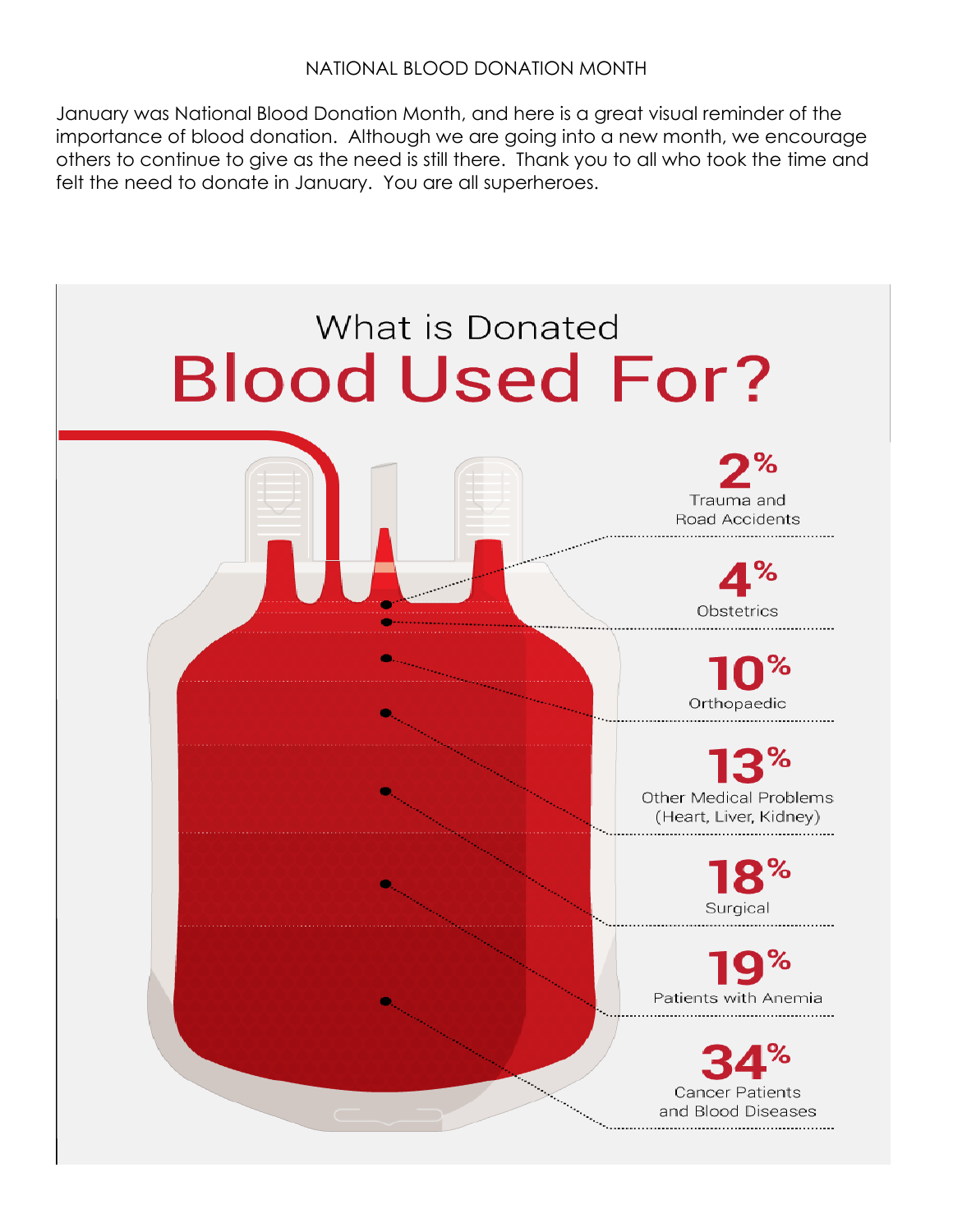NATIONAL BLOOD DONATION MONTH

January was National Blood Donation Month, and here is a great visual reminder of the importance of blood donation. Although we are going into a new month, we encourage others to continue to give as the need is still there. Thank you to all who took the time and felt the need to donate in January. You are all superheroes.

## What is Donated

# Blood Used For?

**2%** Trauma and Road Accidents

**4%** Obstetrics

**10%** Orthopaedic

**13%** Other Medical Problems (Heart, Liver, Kidney)

**18%** Surgical

**19%** Patients with Anemia

**34%** Cancer Patients and Blood Diseases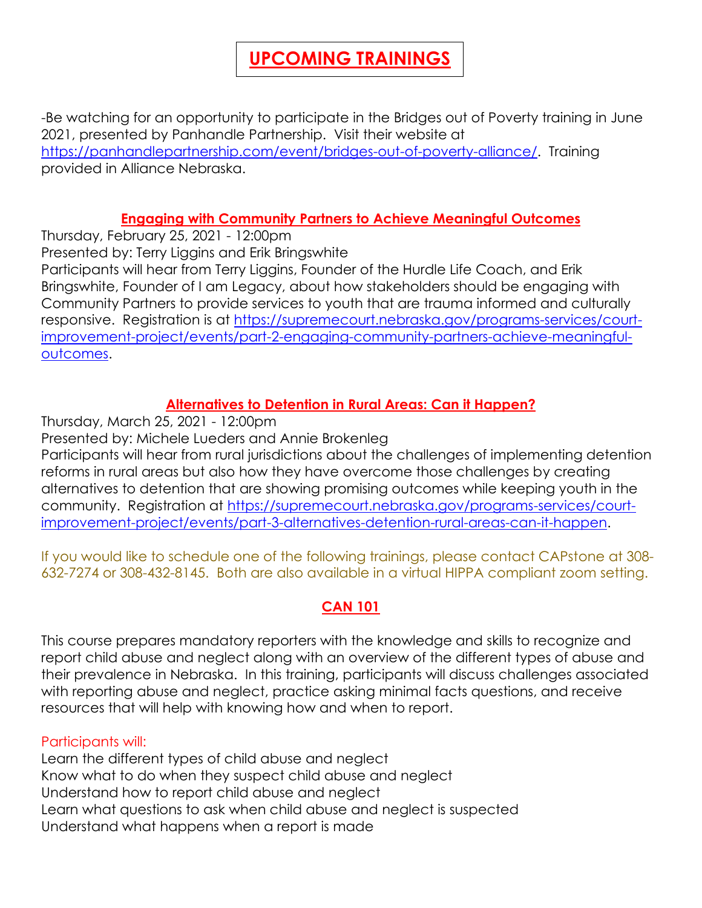# UPCOMING TRAININGS

-Be watching for an opportunity to participate in the Bridges out of Poverty training in June 2021, presented by Panhandle Partnership. Visit their website at https://panhandlepartnership.com/event/bridges-out-of-poverty-alliance/. Training provided in Alliance Nebraska.

## Engaging with Community Partners to Achieve Meaningful Outcomes

Thursday, February 25, 2021 - 12:00pm
Presented by: Terry Liggins and Erik Bringswhite
Participants will hear from Terry Liggins, Founder of the Hurdle Life Coach, and Erik Bringswhite, Founder of I am Legacy, about how stakeholders should be engaging with Community Partners to provide services to youth that are trauma informed and culturally responsive. Registration is at https://supremecourt.nebraska.gov/programs-services/court-improvement-project/events/part-2-engaging-community-partners-achieve-meaningful-outcomes.

## Alternatives to Detention in Rural Areas: Can it Happen?

Thursday, March 25, 2021 - 12:00pm
Presented by: Michele Lueders and Annie Brokenleg
Participants will hear from rural jurisdictions about the challenges of implementing detention reforms in rural areas but also how they have overcome those challenges by creating alternatives to detention that are showing promising outcomes while keeping youth in the community. Registration at https://supremecourt.nebraska.gov/programs-services/court-improvement-project/events/part-3-alternatives-detention-rural-areas-can-it-happen.

If you would like to schedule one of the following trainings, please contact CAPstone at 308-632-7274 or 308-432-8145. Both are also available in a virtual HIPPA compliant zoom setting.

## CAN 101

This course prepares mandatory reporters with the knowledge and skills to recognize and report child abuse and neglect along with an overview of the different types of abuse and their prevalence in Nebraska. In this training, participants will discuss challenges associated with reporting abuse and neglect, practice asking minimal facts questions, and receive resources that will help with knowing how and when to report.

Participants will:

Learn the different types of child abuse and neglect
Know what to do when they suspect child abuse and neglect
Understand how to report child abuse and neglect
Learn what questions to ask when child abuse and neglect is suspected
Understand what happens when a report is made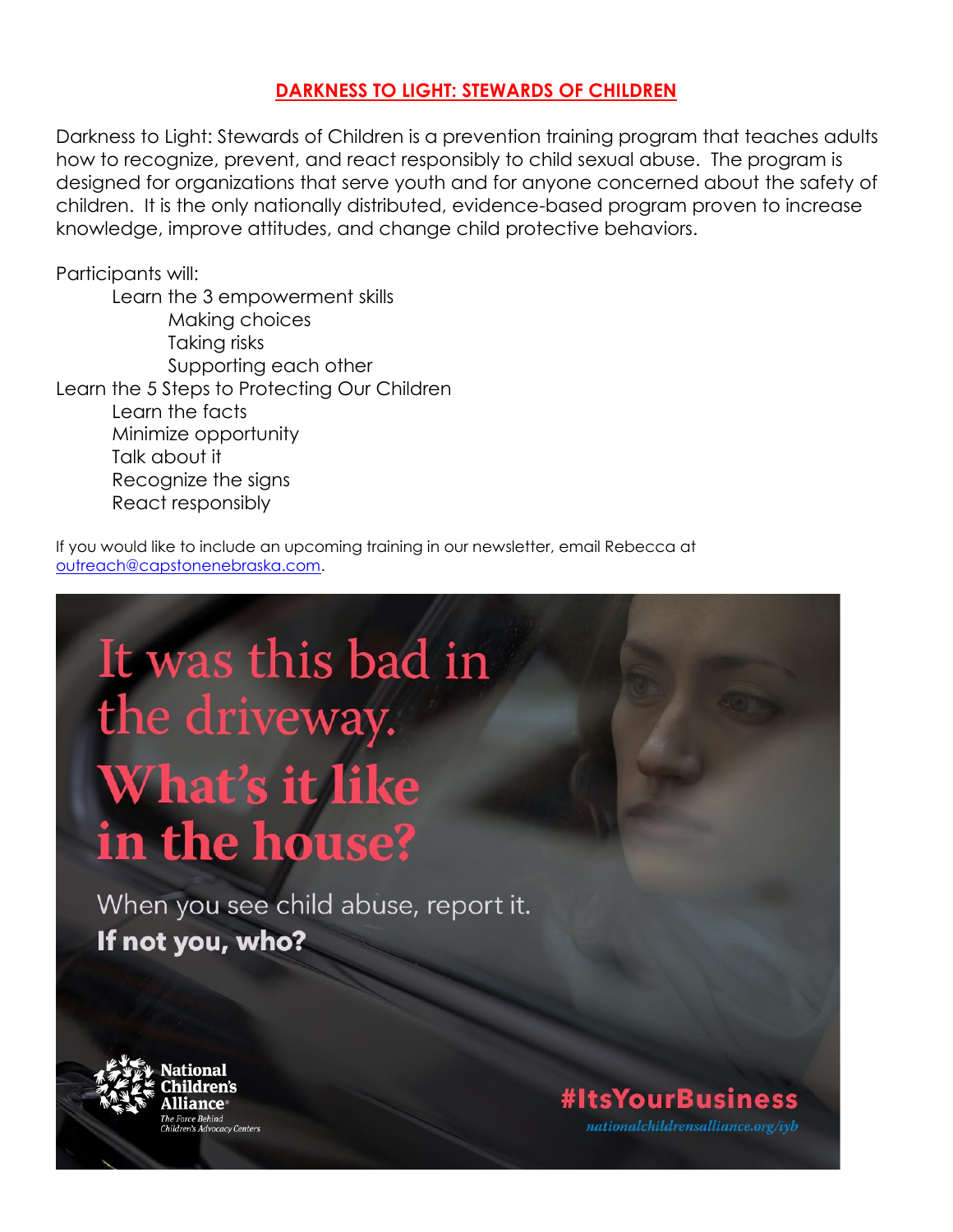## DARKNESS TO LIGHT: STEWARDS OF CHILDREN

Darkness to Light: Stewards of Children is a prevention training program that teaches adults how to recognize, prevent, and react responsibly to child sexual abuse. The program is designed for organizations that serve youth and for anyone concerned about the safety of children. It is the only nationally distributed, evidence-based program proven to increase knowledge, improve attitudes, and change child protective behaviors.

Participants will:

- Learn the 3 empowerment skills
  - Making choices
  - Taking risks
  - Supporting each other

Learn the 5 Steps to Protecting Our Children

- Learn the facts
- Minimize opportunity
- Talk about it
- Recognize the signs
- React responsibly

If you would like to include an upcoming training in our newsletter, email Rebecca at [outreach@capstonenebraska.com](mailto:outreach@capstonenebraska.com).

It was this bad in the driveway.

**What's it like in the house?**

When you see child abuse, report it.

**If not you, who?**

**National Children's Alliance®**

*The Force Behind Children's Advocacy Centers*

**#ItsYourBusiness**

*nationalchildrensalliance.org/iyb*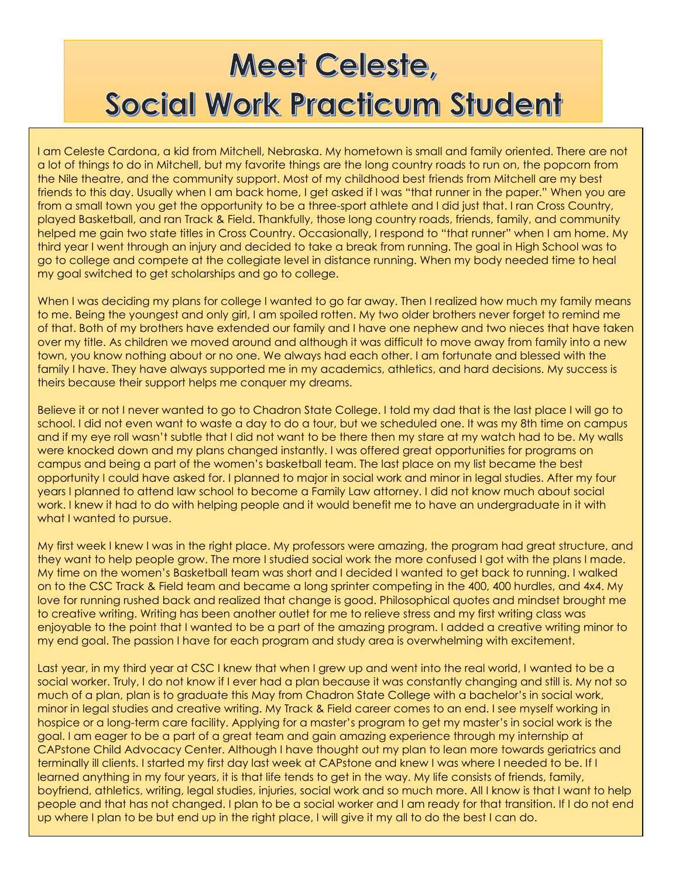# Meet Celeste, Social Work Practicum Student

I am Celeste Cardona, a kid from Mitchell, Nebraska. My hometown is small and family oriented. There are not a lot of things to do in Mitchell, but my favorite things are the long country roads to run on, the popcorn from the Nile theatre, and the community support. Most of my childhood best friends from Mitchell are my best friends to this day. Usually when I am back home, I get asked if I was "that runner in the paper." When you are from a small town you get the opportunity to be a three-sport athlete and I did just that. I ran Cross Country, played Basketball, and ran Track & Field. Thankfully, those long country roads, friends, family, and community helped me gain two state titles in Cross Country. Occasionally, I respond to "that runner" when I am home. My third year I went through an injury and decided to take a break from running. The goal in High School was to go to college and compete at the collegiate level in distance running. When my body needed time to heal my goal switched to get scholarships and go to college.

When I was deciding my plans for college I wanted to go far away. Then I realized how much my family means to me. Being the youngest and only girl, I am spoiled rotten. My two older brothers never forget to remind me of that. Both of my brothers have extended our family and I have one nephew and two nieces that have taken over my title. As children we moved around and although it was difficult to move away from family into a new town, you know nothing about or no one. We always had each other. I am fortunate and blessed with the family I have. They have always supported me in my academics, athletics, and hard decisions. My success is theirs because their support helps me conquer my dreams.

Believe it or not I never wanted to go to Chadron State College. I told my dad that is the last place I will go to school. I did not even want to waste a day to do a tour, but we scheduled one. It was my 8th time on campus and if my eye roll wasn't subtle that I did not want to be there then my stare at my watch had to be. My walls were knocked down and my plans changed instantly. I was offered great opportunities for programs on campus and being a part of the women's basketball team. The last place on my list became the best opportunity I could have asked for. I planned to major in social work and minor in legal studies. After my four years I planned to attend law school to become a Family Law attorney. I did not know much about social work. I knew it had to do with helping people and it would benefit me to have an undergraduate in it with what I wanted to pursue.

My first week I knew I was in the right place. My professors were amazing, the program had great structure, and they want to help people grow. The more I studied social work the more confused I got with the plans I made. My time on the women's Basketball team was short and I decided I wanted to get back to running. I walked on to the CSC Track & Field team and became a long sprinter competing in the 400, 400 hurdles, and 4x4. My love for running rushed back and realized that change is good. Philosophical quotes and mindset brought me to creative writing. Writing has been another outlet for me to relieve stress and my first writing class was enjoyable to the point that I wanted to be a part of the amazing program. I added a creative writing minor to my end goal. The passion I have for each program and study area is overwhelming with excitement.

Last year, in my third year at CSC I knew that when I grew up and went into the real world, I wanted to be a social worker. Truly, I do not know if I ever had a plan because it was constantly changing and still is. My not so much of a plan, plan is to graduate this May from Chadron State College with a bachelor's in social work, minor in legal studies and creative writing. My Track & Field career comes to an end. I see myself working in hospice or a long-term care facility. Applying for a master's program to get my master's in social work is the goal. I am eager to be a part of a great team and gain amazing experience through my internship at CAPstone Child Advocacy Center. Although I have thought out my plan to lean more towards geriatrics and terminally ill clients. I started my first day last week at CAPstone and knew I was where I needed to be. If I learned anything in my four years, it is that life tends to get in the way. My life consists of friends, family, boyfriend, athletics, writing, legal studies, injuries, social work and so much more. All I know is that I want to help people and that has not changed. I plan to be a social worker and I am ready for that transition. If I do not end up where I plan to be but end up in the right place, I will give it my all to do the best I can do.